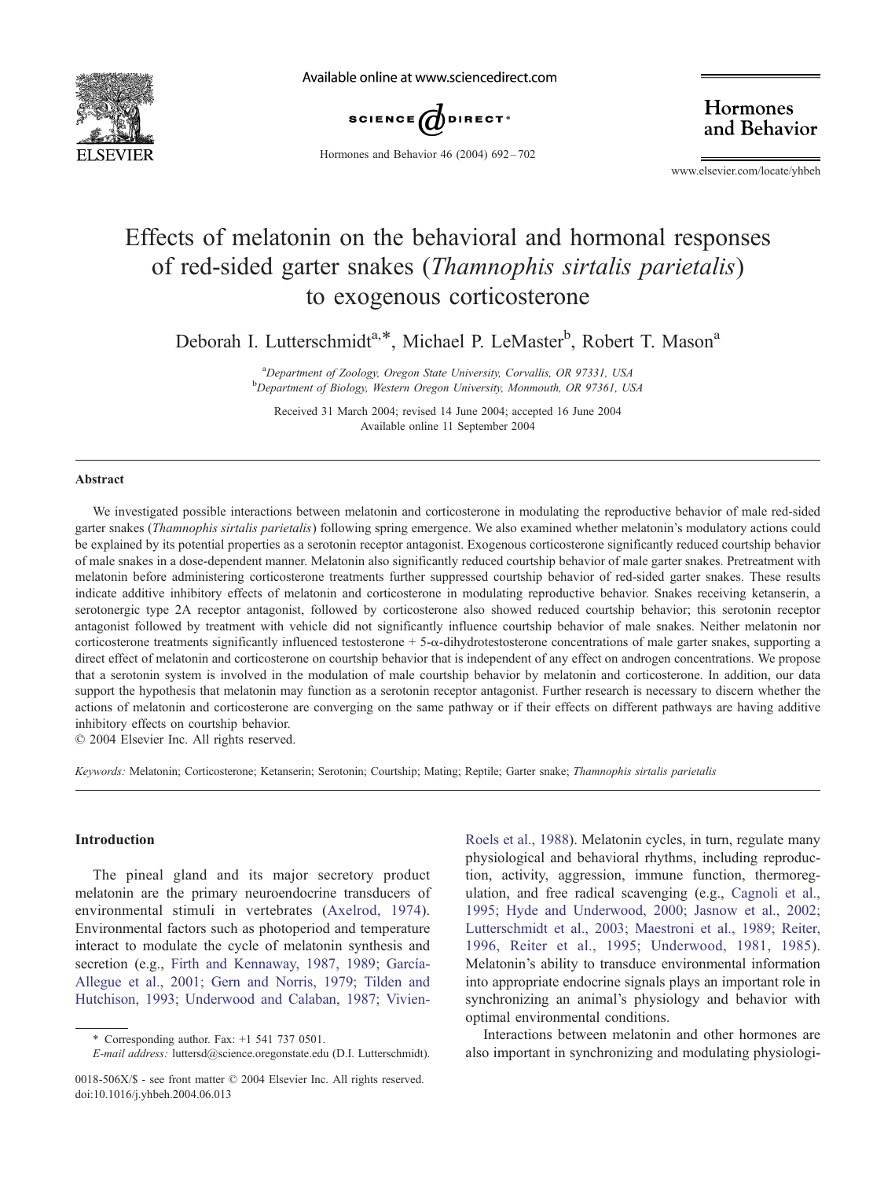# Effects of melatonin on the behavioral and hormonal responses of red-sided garter snakes (*Thamnophis sirtalis parietalis*) to exogenous corticosterone

Deborah I. Lutterschmidt[a,*], Michael P. LeMaster[b], Robert T. Mason[a]

[a]*Department of Zoology, Oregon State University, Corvallis, OR 97331, USA*
[b]*Department of Biology, Western Oregon University, Monmouth, OR 97361, USA*

Received 31 March 2004; revised 14 June 2004; accepted 16 June 2004
Available online 11 September 2004

## Abstract

We investigated possible interactions between melatonin and corticosterone in modulating the reproductive behavior of male red-sided garter snakes (*Thamnophis sirtalis parietalis*) following spring emergence. We also examined whether melatonin's modulatory actions could be explained by its potential properties as a serotonin receptor antagonist. Exogenous corticosterone significantly reduced courtship behavior of male snakes in a dose-dependent manner. Melatonin also significantly reduced courtship behavior of male garter snakes. Pretreatment with melatonin before administering corticosterone treatments further suppressed courtship behavior of red-sided garter snakes. These results indicate additive inhibitory effects of melatonin and corticosterone in modulating reproductive behavior. Snakes receiving ketanserin, a serotonergic type 2A receptor antagonist, followed by corticosterone also showed reduced courtship behavior; this serotonin receptor antagonist followed by treatment with vehicle did not significantly influence courtship behavior of male snakes. Neither melatonin nor corticosterone treatments significantly influenced testosterone + 5-α-dihydrotestosterone concentrations of male garter snakes, supporting a direct effect of melatonin and corticosterone on courtship behavior that is independent of any effect on androgen concentrations. We propose that a serotonin system is involved in the modulation of male courtship behavior by melatonin and corticosterone. In addition, our data support the hypothesis that melatonin may function as a serotonin receptor antagonist. Further research is necessary to discern whether the actions of melatonin and corticosterone are converging on the same pathway or if their effects on different pathways are having additive inhibitory effects on courtship behavior.

© 2004 Elsevier Inc. All rights reserved.

*Keywords:* Melatonin; Corticosterone; Ketanserin; Serotonin; Courtship; Mating; Reptile; Garter snake; *Thamnophis sirtalis parietalis*

## Introduction

The pineal gland and its major secretory product melatonin are the primary neuroendocrine transducers of environmental stimuli in vertebrates (Axelrod, 1974). Environmental factors such as photoperiod and temperature interact to modulate the cycle of melatonin synthesis and secretion (e.g., Firth and Kennaway, 1987, 1989; García-Allegue et al., 2001; Gern and Norris, 1979; Tilden and Hutchison, 1993; Underwood and Calaban, 1987; Vivien-Roels et al., 1988). Melatonin cycles, in turn, regulate many physiological and behavioral rhythms, including reproduction, activity, aggression, immune function, thermoregulation, and free radical scavenging (e.g., Cagnoli et al., 1995; Hyde and Underwood, 2000; Jasnow et al., 2002; Lutterschmidt et al., 2003; Maestroni et al., 1989; Reiter, 1996, Reiter et al., 1995; Underwood, 1981, 1985). Melatonin's ability to transduce environmental information into appropriate endocrine signals plays an important role in synchronizing an animal's physiology and behavior with optimal environmental conditions.

Interactions between melatonin and other hormones are also important in synchronizing and modulating physiologi-

\* Corresponding author. Fax: +1 541 737 0501.
*E-mail address:* luttersd@science.oregonstate.edu (D.I. Lutterschmidt).

0018-506X/$ - see front matter © 2004 Elsevier Inc. All rights reserved.
doi:10.1016/j.yhbeh.2004.06.013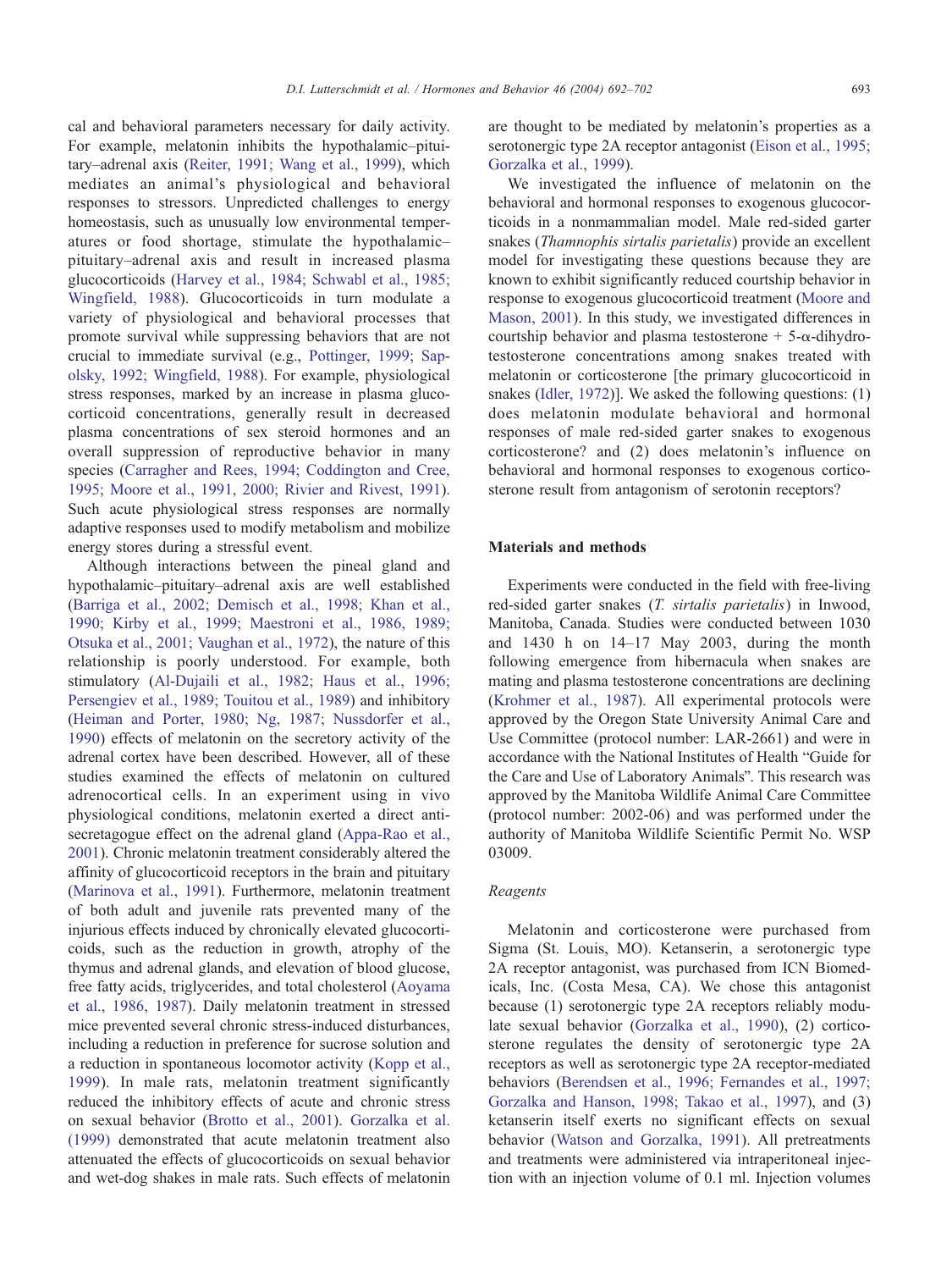cal and behavioral parameters necessary for daily activity. For example, melatonin inhibits the hypothalamic–pituitary–adrenal axis (Reiter, 1991; Wang et al., 1999), which mediates an animal's physiological and behavioral responses to stressors. Unpredicted challenges to energy homeostasis, such as unusually low environmental temperatures or food shortage, stimulate the hypothalamic–pituitary–adrenal axis and result in increased plasma glucocorticoids (Harvey et al., 1984; Schwabl et al., 1985; Wingfield, 1988). Glucocorticoids in turn modulate a variety of physiological and behavioral processes that promote survival while suppressing behaviors that are not crucial to immediate survival (e.g., Pottinger, 1999; Sapolsky, 1992; Wingfield, 1988). For example, physiological stress responses, marked by an increase in plasma glucocorticoid concentrations, generally result in decreased plasma concentrations of sex steroid hormones and an overall suppression of reproductive behavior in many species (Carragher and Rees, 1994; Coddington and Cree, 1995; Moore et al., 1991, 2000; Rivier and Rivest, 1991). Such acute physiological stress responses are normally adaptive responses used to modify metabolism and mobilize energy stores during a stressful event.

Although interactions between the pineal gland and hypothalamic–pituitary–adrenal axis are well established (Barriga et al., 2002; Demisch et al., 1998; Khan et al., 1990; Kirby et al., 1999; Maestroni et al., 1986, 1989; Otsuka et al., 2001; Vaughan et al., 1972), the nature of this relationship is poorly understood. For example, both stimulatory (Al-Dujaili et al., 1982; Haus et al., 1996; Persengiev et al., 1989; Touitou et al., 1989) and inhibitory (Heiman and Porter, 1980; Ng, 1987; Nussdorfer et al., 1990) effects of melatonin on the secretory activity of the adrenal cortex have been described. However, all of these studies examined the effects of melatonin on cultured adrenocortical cells. In an experiment using in vivo physiological conditions, melatonin exerted a direct antisecretagogue effect on the adrenal gland (Appa-Rao et al., 2001). Chronic melatonin treatment considerably altered the affinity of glucocorticoid receptors in the brain and pituitary (Marinova et al., 1991). Furthermore, melatonin treatment of both adult and juvenile rats prevented many of the injurious effects induced by chronically elevated glucocorticoids, such as the reduction in growth, atrophy of the thymus and adrenal glands, and elevation of blood glucose, free fatty acids, triglycerides, and total cholesterol (Aoyama et al., 1986, 1987). Daily melatonin treatment in stressed mice prevented several chronic stress-induced disturbances, including a reduction in preference for sucrose solution and a reduction in spontaneous locomotor activity (Kopp et al., 1999). In male rats, melatonin treatment significantly reduced the inhibitory effects of acute and chronic stress on sexual behavior (Brotto et al., 2001). Gorzalka et al. (1999) demonstrated that acute melatonin treatment also attenuated the effects of glucocorticoids on sexual behavior and wet-dog shakes in male rats. Such effects of melatonin are thought to be mediated by melatonin's properties as a serotonergic type 2A receptor antagonist (Eison et al., 1995; Gorzalka et al., 1999).

We investigated the influence of melatonin on the behavioral and hormonal responses to exogenous glucocorticoids in a nonmammalian model. Male red-sided garter snakes (*Thamnophis sirtalis parietalis*) provide an excellent model for investigating these questions because they are known to exhibit significantly reduced courtship behavior in response to exogenous glucocorticoid treatment (Moore and Mason, 2001). In this study, we investigated differences in courtship behavior and plasma testosterone + 5-α-dihydrotestosterone concentrations among snakes treated with melatonin or corticosterone [the primary glucocorticoid in snakes (Idler, 1972)]. We asked the following questions: (1) does melatonin modulate behavioral and hormonal responses of male red-sided garter snakes to exogenous corticosterone? and (2) does melatonin's influence on behavioral and hormonal responses to exogenous corticosterone result from antagonism of serotonin receptors?

## Materials and methods

Experiments were conducted in the field with free-living red-sided garter snakes (*T. sirtalis parietalis*) in Inwood, Manitoba, Canada. Studies were conducted between 1030 and 1430 h on 14–17 May 2003, during the month following emergence from hibernacula when snakes are mating and plasma testosterone concentrations are declining (Krohmer et al., 1987). All experimental protocols were approved by the Oregon State University Animal Care and Use Committee (protocol number: LAR-2661) and were in accordance with the National Institutes of Health "Guide for the Care and Use of Laboratory Animals". This research was approved by the Manitoba Wildlife Animal Care Committee (protocol number: 2002-06) and was performed under the authority of Manitoba Wildlife Scientific Permit No. WSP 03009.

### Reagents

Melatonin and corticosterone were purchased from Sigma (St. Louis, MO). Ketanserin, a serotonergic type 2A receptor antagonist, was purchased from ICN Biomedicals, Inc. (Costa Mesa, CA). We chose this antagonist because (1) serotonergic type 2A receptors reliably modulate sexual behavior (Gorzalka et al., 1990), (2) corticosterone regulates the density of serotonergic type 2A receptors as well as serotonergic type 2A receptor-mediated behaviors (Berendsen et al., 1996; Fernandes et al., 1997; Gorzalka and Hanson, 1998; Takao et al., 1997), and (3) ketanserin itself exerts no significant effects on sexual behavior (Watson and Gorzalka, 1991). All pretreatments and treatments were administered via intraperitoneal injection with an injection volume of 0.1 ml. Injection volumes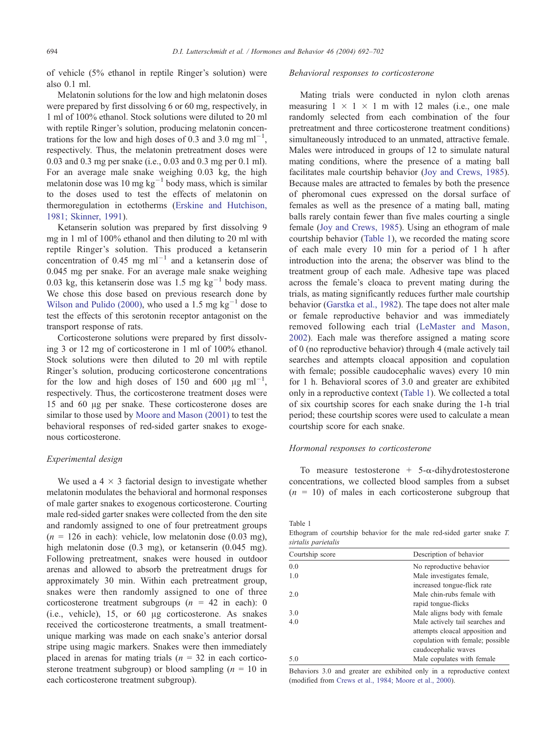of vehicle (5% ethanol in reptile Ringer's solution) were also 0.1 ml.

Melatonin solutions for the low and high melatonin doses were prepared by first dissolving 6 or 60 mg, respectively, in 1 ml of 100% ethanol. Stock solutions were diluted to 20 ml with reptile Ringer's solution, producing melatonin concentrations for the low and high doses of 0.3 and 3.0 mg $ml^{-1}$, respectively. Thus, the melatonin pretreatment doses were 0.03 and 0.3 mg per snake (i.e., 0.03 and 0.3 mg per 0.1 ml). For an average male snake weighing 0.03 kg, the high melatonin dose was 10 mg $kg^{-1}$ body mass, which is similar to the doses used to test the effects of melatonin on thermoregulation in ectotherms (Erskine and Hutchison, 1981; Skinner, 1991).

Ketanserin solution was prepared by first dissolving 9 mg in 1 ml of 100% ethanol and then diluting to 20 ml with reptile Ringer's solution. This produced a ketanserin concentration of 0.45 mg $ml^{-1}$ and a ketanserin dose of 0.045 mg per snake. For an average male snake weighing 0.03 kg, this ketanserin dose was 1.5 mg $kg^{-1}$ body mass. We chose this dose based on previous research done by Wilson and Pulido (2000), who used a 1.5 mg $kg^{-1}$ dose to test the effects of this serotonin receptor antagonist on the transport response of rats.

Corticosterone solutions were prepared by first dissolving 3 or 12 mg of corticosterone in 1 ml of 100% ethanol. Stock solutions were then diluted to 20 ml with reptile Ringer's solution, producing corticosterone concentrations for the low and high doses of 150 and 600 μg $ml^{-1}$, respectively. Thus, the corticosterone treatment doses were 15 and 60 μg per snake. These corticosterone doses are similar to those used by Moore and Mason (2001) to test the behavioral responses of red-sided garter snakes to exogenous corticosterone.

### *Experimental design*

We used a 4 × 3 factorial design to investigate whether melatonin modulates the behavioral and hormonal responses of male garter snakes to exogenous corticosterone. Courting male red-sided garter snakes were collected from the den site and randomly assigned to one of four pretreatment groups ($n$ = 126 in each): vehicle, low melatonin dose (0.03 mg), high melatonin dose (0.3 mg), or ketanserin (0.045 mg). Following pretreatment, snakes were housed in outdoor arenas and allowed to absorb the pretreatment drugs for approximately 30 min. Within each pretreatment group, snakes were then randomly assigned to one of three corticosterone treatment subgroups ($n$ = 42 in each): 0 (i.e., vehicle), 15, or 60 μg corticosterone. As snakes received the corticosterone treatments, a small treatment-unique marking was made on each snake's anterior dorsal stripe using magic markers. Snakes were then immediately placed in arenas for mating trials ($n$ = 32 in each corticosterone treatment subgroup) or blood sampling ($n$ = 10 in each corticosterone treatment subgroup).

### *Behavioral responses to corticosterone*

Mating trials were conducted in nylon cloth arenas measuring 1 × 1 × 1 m with 12 males (i.e., one male randomly selected from each combination of the four pretreatment and three corticosterone treatment conditions) simultaneously introduced to an unmated, attractive female. Males were introduced in groups of 12 to simulate natural mating conditions, where the presence of a mating ball facilitates male courtship behavior (Joy and Crews, 1985). Because males are attracted to females by both the presence of pheromonal cues expressed on the dorsal surface of females as well as the presence of a mating ball, mating balls rarely contain fewer than five males courting a single female (Joy and Crews, 1985). Using an ethogram of male courtship behavior (Table 1), we recorded the mating score of each male every 10 min for a period of 1 h after introduction into the arena; the observer was blind to the treatment group of each male. Adhesive tape was placed across the female's cloaca to prevent mating during the trials, as mating significantly reduces further male courtship behavior (Garstka et al., 1982). The tape does not alter male or female reproductive behavior and was immediately removed following each trial (LeMaster and Mason, 2002). Each male was therefore assigned a mating score of 0 (no reproductive behavior) through 4 (male actively tail searches and attempts cloacal apposition and copulation with female; possible caudocephalic waves) every 10 min for 1 h. Behavioral scores of 3.0 and greater are exhibited only in a reproductive context (Table 1). We collected a total of six courtship scores for each snake during the 1-h trial period; these courtship scores were used to calculate a mean courtship score for each snake.

### *Hormonal responses to corticosterone*

To measure testosterone + 5-α-dihydrotestosterone concentrations, we collected blood samples from a subset ($n$ = 10) of males in each corticosterone subgroup that

Table 1
Ethogram of courtship behavior for the male red-sided garter snake *T. sirtalis parietalis*

| Courtship score | Description of behavior |
|---|---|
| 0.0 | No reproductive behavior |
| 1.0 | Male investigates female, increased tongue-flick rate |
| 2.0 | Male chin-rubs female with rapid tongue-flicks |
| 3.0 | Male aligns body with female |
| 4.0 | Male actively tail searches and attempts cloacal apposition and copulation with female; possible caudocephalic waves |
| 5.0 | Male copulates with female |

Behaviors 3.0 and greater are exhibited only in a reproductive context (modified from Crews et al., 1984; Moore et al., 2000).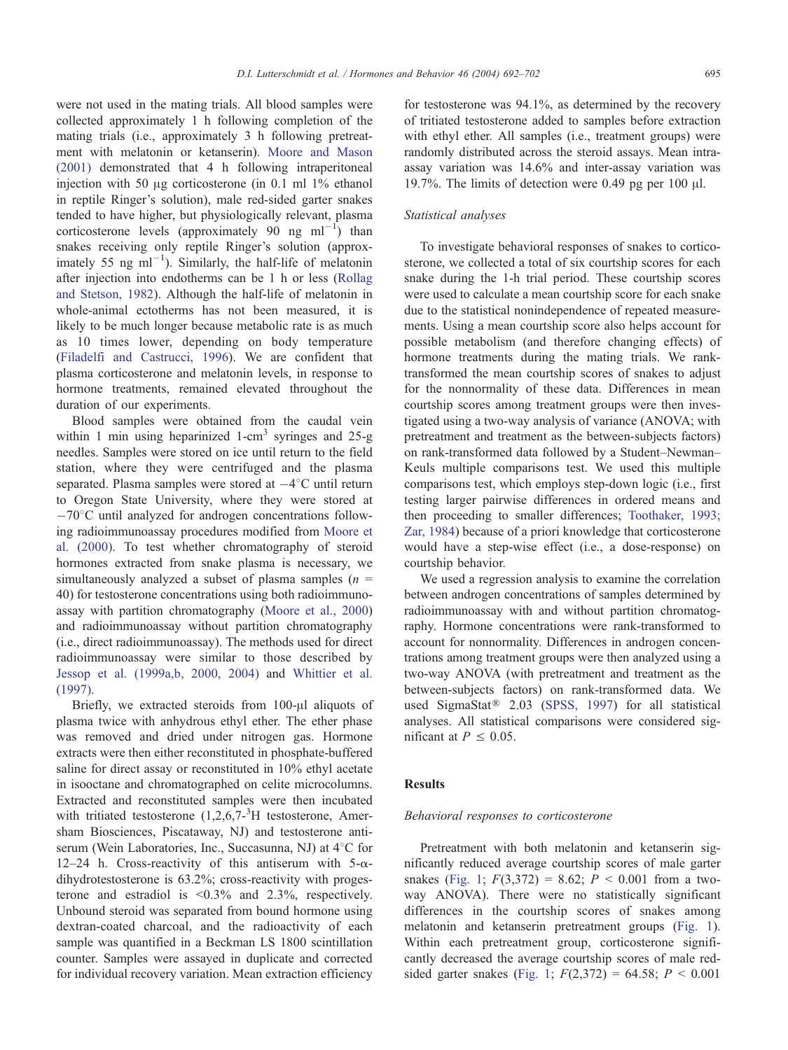were not used in the mating trials. All blood samples were collected approximately 1 h following completion of the mating trials (i.e., approximately 3 h following pretreatment with melatonin or ketanserin). Moore and Mason (2001) demonstrated that 4 h following intraperitoneal injection with 50 μg corticosterone (in 0.1 ml 1% ethanol in reptile Ringer's solution), male red-sided garter snakes tended to have higher, but physiologically relevant, plasma corticosterone levels (approximately 90 ng $ml^{-1}$) than snakes receiving only reptile Ringer's solution (approximately 55 ng $ml^{-1}$). Similarly, the half-life of melatonin after injection into endotherms can be 1 h or less (Rollag and Stetson, 1982). Although the half-life of melatonin in whole-animal ectotherms has not been measured, it is likely to be much longer because metabolic rate is as much as 10 times lower, depending on body temperature (Filadelfi and Castrucci, 1996). We are confident that plasma corticosterone and melatonin levels, in response to hormone treatments, remained elevated throughout the duration of our experiments.

Blood samples were obtained from the caudal vein within 1 min using heparinized 1-$cm^3$ syringes and 25-g needles. Samples were stored on ice until return to the field station, where they were centrifuged and the plasma separated. Plasma samples were stored at $-4$°C until return to Oregon State University, where they were stored at $-70$°C until analyzed for androgen concentrations following radioimmunoassay procedures modified from Moore et al. (2000). To test whether chromatography of steroid hormones extracted from snake plasma is necessary, we simultaneously analyzed a subset of plasma samples ($n$ = 40) for testosterone concentrations using both radioimmunoassay with partition chromatography (Moore et al., 2000) and radioimmunoassay without partition chromatography (i.e., direct radioimmunoassay). The methods used for direct radioimmunoassay were similar to those described by Jessop et al. (1999a,b, 2000, 2004) and Whittier et al. (1997).

Briefly, we extracted steroids from 100-μl aliquots of plasma twice with anhydrous ethyl ether. The ether phase was removed and dried under nitrogen gas. Hormone extracts were then either reconstituted in phosphate-buffered saline for direct assay or reconstituted in 10% ethyl acetate in isooctane and chromatographed on celite microcolumns. Extracted and reconstituted samples were then incubated with tritiated testosterone (1,2,6,7-$^3$H testosterone, Amersham Biosciences, Piscataway, NJ) and testosterone antiserum (Wein Laboratories, Inc., Succasunna, NJ) at 4°C for 12–24 h. Cross-reactivity of this antiserum with 5-α-dihydrotestosterone is 63.2%; cross-reactivity with progesterone and estradiol is <0.3% and 2.3%, respectively. Unbound steroid was separated from bound hormone using dextran-coated charcoal, and the radioactivity of each sample was quantified in a Beckman LS 1800 scintillation counter. Samples were assayed in duplicate and corrected for individual recovery variation. Mean extraction efficiency for testosterone was 94.1%, as determined by the recovery of tritiated testosterone added to samples before extraction with ethyl ether. All samples (i.e., treatment groups) were randomly distributed across the steroid assays. Mean intra-assay variation was 14.6% and inter-assay variation was 19.7%. The limits of detection were 0.49 pg per 100 μl.

### Statistical analyses

To investigate behavioral responses of snakes to corticosterone, we collected a total of six courtship scores for each snake during the 1-h trial period. These courtship scores were used to calculate a mean courtship score for each snake due to the statistical nonindependence of repeated measurements. Using a mean courtship score also helps account for possible metabolism (and therefore changing effects) of hormone treatments during the mating trials. We rank-transformed the mean courtship scores of snakes to adjust for the nonnormality of these data. Differences in mean courtship scores among treatment groups were then investigated using a two-way analysis of variance (ANOVA; with pretreatment and treatment as the between-subjects factors) on rank-transformed data followed by a Student–Newman–Keuls multiple comparisons test. We used this multiple comparisons test, which employs step-down logic (i.e., first testing larger pairwise differences in ordered means and then proceeding to smaller differences; Toothaker, 1993; Zar, 1984) because of a priori knowledge that corticosterone would have a step-wise effect (i.e., a dose-response) on courtship behavior.

We used a regression analysis to examine the correlation between androgen concentrations of samples determined by radioimmunoassay with and without partition chromatography. Hormone concentrations were rank-transformed to account for nonnormality. Differences in androgen concentrations among treatment groups were then analyzed using a two-way ANOVA (with pretreatment and treatment as the between-subjects factors) on rank-transformed data. We used SigmaStat® 2.03 (SPSS, 1997) for all statistical analyses. All statistical comparisons were considered significant at $P \leq 0.05$.

## Results

### Behavioral responses to corticosterone

Pretreatment with both melatonin and ketanserin significantly reduced average courtship scores of male garter snakes (Fig. 1; $F(3,372) = 8.62$; $P < 0.001$ from a two-way ANOVA). There were no statistically significant differences in the courtship scores of snakes among melatonin and ketanserin pretreatment groups (Fig. 1). Within each pretreatment group, corticosterone significantly decreased the average courtship scores of male red-sided garter snakes (Fig. 1; $F(2,372) = 64.58$; $P < 0.001$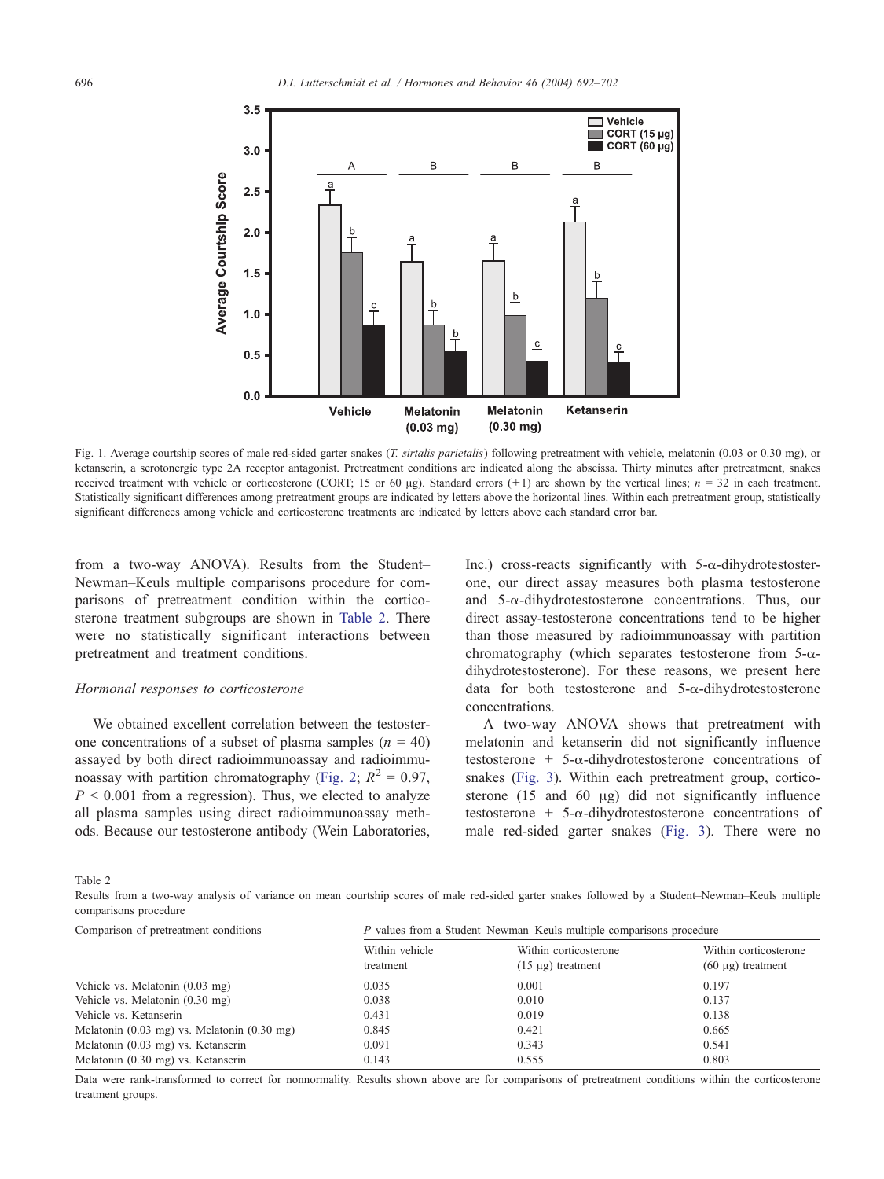Fig. 1. Average courtship scores of male red-sided garter snakes (*T. sirtalis parietalis*) following pretreatment with vehicle, melatonin (0.03 or 0.30 mg), or ketanserin, a serotonergic type 2A receptor antagonist. Pretreatment conditions are indicated along the abscissa. Thirty minutes after pretreatment, snakes received treatment with vehicle or corticosterone (CORT; 15 or 60 μg). Standard errors (±1) are shown by the vertical lines; $n = 32$ in each treatment. Statistically significant differences among pretreatment groups are indicated by letters above the horizontal lines. Within each pretreatment group, statistically significant differences among vehicle and corticosterone treatments are indicated by letters above each standard error bar.

from a two-way ANOVA). Results from the Student–Newman–Keuls multiple comparisons procedure for comparisons of pretreatment condition within the corticosterone treatment subgroups are shown in Table 2. There were no statistically significant interactions between pretreatment and treatment conditions.

### *Hormonal responses to corticosterone*

We obtained excellent correlation between the testosterone concentrations of a subset of plasma samples ($n = 40$) assayed by both direct radioimmunoassay and radioimmunoassay with partition chromatography (Fig. 2; $R^2 = 0.97$, $P < 0.001$ from a regression). Thus, we elected to analyze all plasma samples using direct radioimmunoassay methods. Because our testosterone antibody (Wein Laboratories, Inc.) cross-reacts significantly with 5-α-dihydrotestosterone, our direct assay measures both plasma testosterone and 5-α-dihydrotestosterone concentrations. Thus, our direct assay-testosterone concentrations tend to be higher than those measured by radioimmunoassay with partition chromatography (which separates testosterone from 5-α-dihydrotestosterone). For these reasons, we present here data for both testosterone and 5-α-dihydrotestosterone concentrations.

A two-way ANOVA shows that pretreatment with melatonin and ketanserin did not significantly influence testosterone + 5-α-dihydrotestosterone concentrations of snakes (Fig. 3). Within each pretreatment group, corticosterone (15 and 60 μg) did not significantly influence testosterone + 5-α-dihydrotestosterone concentrations of male red-sided garter snakes (Fig. 3). There were no

Table 2
Results from a two-way analysis of variance on mean courtship scores of male red-sided garter snakes followed by a Student–Newman–Keuls multiple comparisons procedure

| Comparison of pretreatment conditions | *P* values from a Student–Newman–Keuls multiple comparisons procedure | | |
|---|---|---|---|
| | Within vehicle treatment | Within corticosterone (15 μg) treatment | Within corticosterone (60 μg) treatment |
| Vehicle vs. Melatonin (0.03 mg) | 0.035 | 0.001 | 0.197 |
| Vehicle vs. Melatonin (0.30 mg) | 0.038 | 0.010 | 0.137 |
| Vehicle vs. Ketanserin | 0.431 | 0.019 | 0.138 |
| Melatonin (0.03 mg) vs. Melatonin (0.30 mg) | 0.845 | 0.421 | 0.665 |
| Melatonin (0.03 mg) vs. Ketanserin | 0.091 | 0.343 | 0.541 |
| Melatonin (0.30 mg) vs. Ketanserin | 0.143 | 0.555 | 0.803 |

Data were rank-transformed to correct for nonnormality. Results shown above are for comparisons of pretreatment conditions within the corticosterone treatment groups.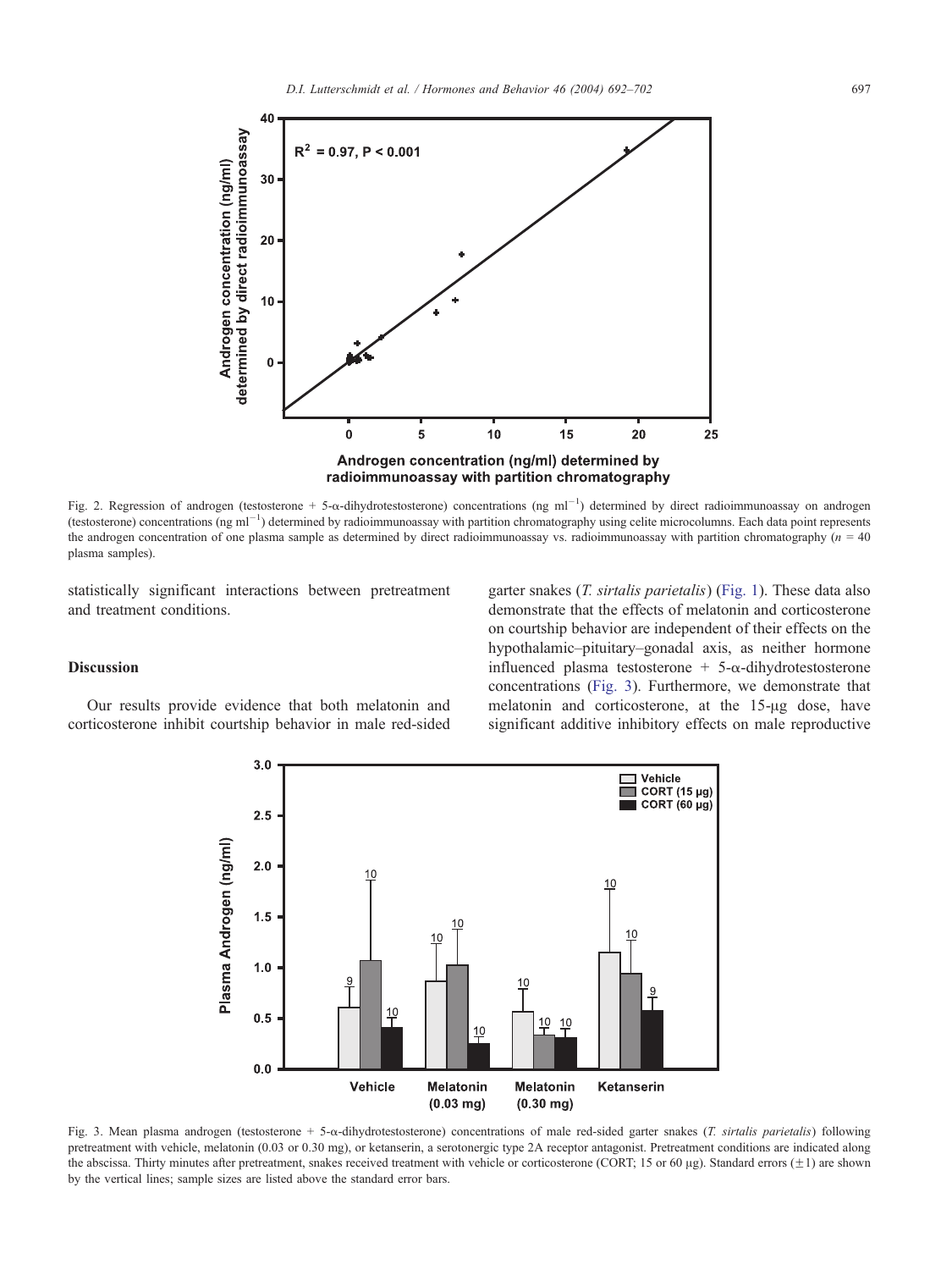Fig. 2. Regression of androgen (testosterone + 5-α-dihydrotestosterone) concentrations (ng $ml^{-1}$) determined by direct radioimmunoassay on androgen (testosterone) concentrations (ng $ml^{-1}$) determined by radioimmunoassay with partition chromatography using celite microcolumns. Each data point represents the androgen concentration of one plasma sample as determined by direct radioimmunoassay vs. radioimmunoassay with partition chromatography ($n$ = 40 plasma samples).

statistically significant interactions between pretreatment and treatment conditions.

## Discussion

Our results provide evidence that both melatonin and corticosterone inhibit courtship behavior in male red-sided garter snakes (*T. sirtalis parietalis*) (Fig. 1). These data also demonstrate that the effects of melatonin and corticosterone on courtship behavior are independent of their effects on the hypothalamic–pituitary–gonadal axis, as neither hormone influenced plasma testosterone + 5-α-dihydrotestosterone concentrations (Fig. 3). Furthermore, we demonstrate that melatonin and corticosterone, at the 15-μg dose, have significant additive inhibitory effects on male reproductive

Fig. 3. Mean plasma androgen (testosterone + 5-α-dihydrotestosterone) concentrations of male red-sided garter snakes (*T. sirtalis parietalis*) following pretreatment with vehicle, melatonin (0.03 or 0.30 mg), or ketanserin, a serotonergic type 2A receptor antagonist. Pretreatment conditions are indicated along the abscissa. Thirty minutes after pretreatment, snakes received treatment with vehicle or corticosterone (CORT; 15 or 60 μg). Standard errors (±1) are shown by the vertical lines; sample sizes are listed above the standard error bars.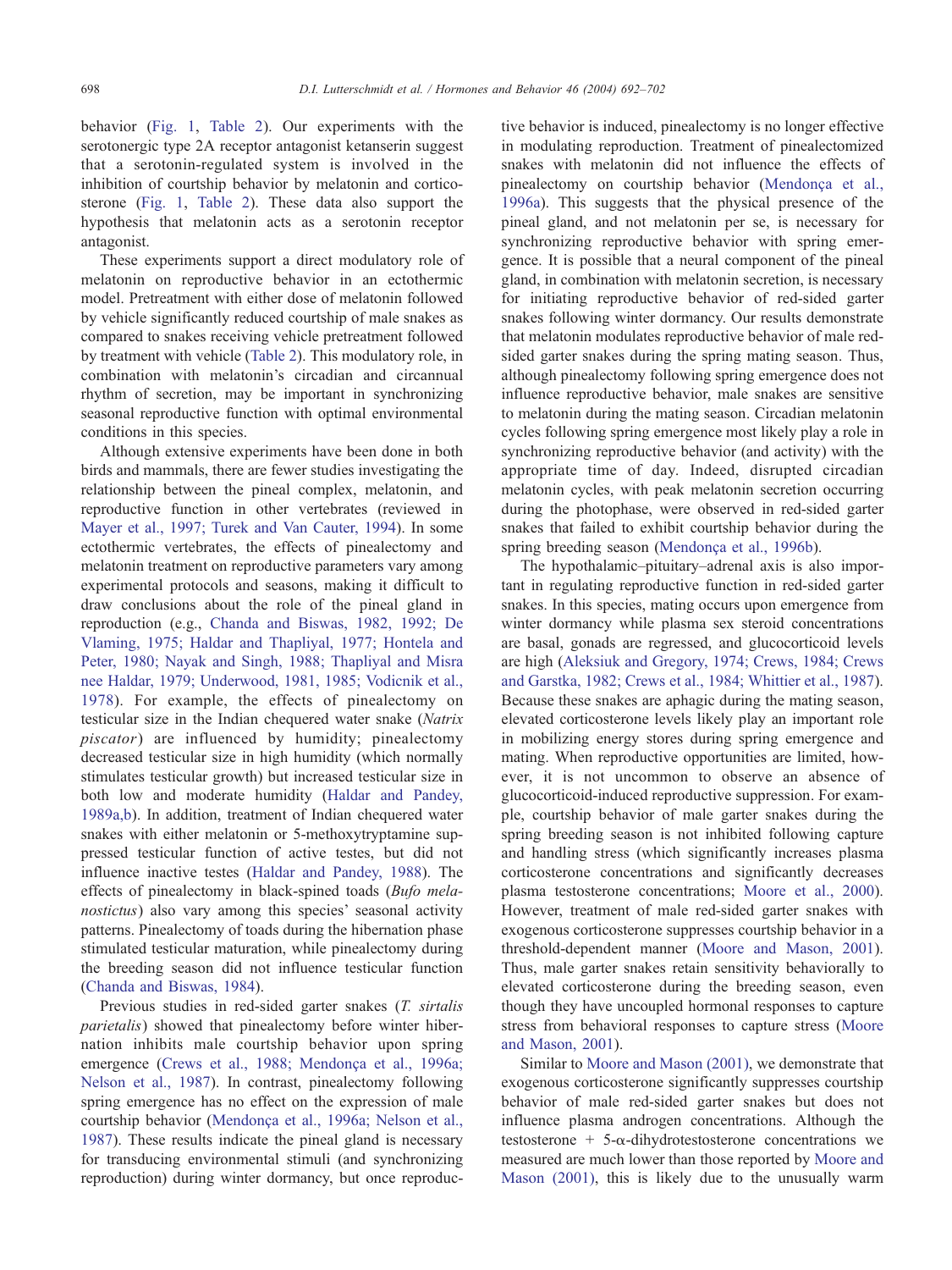behavior (Fig. 1, Table 2). Our experiments with the serotonergic type 2A receptor antagonist ketanserin suggest that a serotonin-regulated system is involved in the inhibition of courtship behavior by melatonin and corticosterone (Fig. 1, Table 2). These data also support the hypothesis that melatonin acts as a serotonin receptor antagonist.

These experiments support a direct modulatory role of melatonin on reproductive behavior in an ectothermic model. Pretreatment with either dose of melatonin followed by vehicle significantly reduced courtship of male snakes as compared to snakes receiving vehicle pretreatment followed by treatment with vehicle (Table 2). This modulatory role, in combination with melatonin's circadian and circannual rhythm of secretion, may be important in synchronizing seasonal reproductive function with optimal environmental conditions in this species.

Although extensive experiments have been done in both birds and mammals, there are fewer studies investigating the relationship between the pineal complex, melatonin, and reproductive function in other vertebrates (reviewed in Mayer et al., 1997; Turek and Van Cauter, 1994). In some ectothermic vertebrates, the effects of pinealectomy and melatonin treatment on reproductive parameters vary among experimental protocols and seasons, making it difficult to draw conclusions about the role of the pineal gland in reproduction (e.g., Chanda and Biswas, 1982, 1992; De Vlaming, 1975; Haldar and Thapliyal, 1977; Hontela and Peter, 1980; Nayak and Singh, 1988; Thapliyal and Misra nee Haldar, 1979; Underwood, 1981, 1985; Vodicnik et al., 1978). For example, the effects of pinealectomy on testicular size in the Indian chequered water snake (*Natrix piscator*) are influenced by humidity; pinealectomy decreased testicular size in high humidity (which normally stimulates testicular growth) but increased testicular size in both low and moderate humidity (Haldar and Pandey, 1989a,b). In addition, treatment of Indian chequered water snakes with either melatonin or 5-methoxytryptamine suppressed testicular function of active testes, but did not influence inactive testes (Haldar and Pandey, 1988). The effects of pinealectomy in black-spined toads (*Bufo melanostictus*) also vary among this species' seasonal activity patterns. Pinealectomy of toads during the hibernation phase stimulated testicular maturation, while pinealectomy during the breeding season did not influence testicular function (Chanda and Biswas, 1984).

Previous studies in red-sided garter snakes (*T. sirtalis parietalis*) showed that pinealectomy before winter hibernation inhibits male courtship behavior upon spring emergence (Crews et al., 1988; Mendonça et al., 1996a; Nelson et al., 1987). In contrast, pinealectomy following spring emergence has no effect on the expression of male courtship behavior (Mendonça et al., 1996a; Nelson et al., 1987). These results indicate the pineal gland is necessary for transducing environmental stimuli (and synchronizing reproduction) during winter dormancy, but once reproductive behavior is induced, pinealectomy is no longer effective in modulating reproduction. Treatment of pinealectomized snakes with melatonin did not influence the effects of pinealectomy on courtship behavior (Mendonça et al., 1996a). This suggests that the physical presence of the pineal gland, and not melatonin per se, is necessary for synchronizing reproductive behavior with spring emergence. It is possible that a neural component of the pineal gland, in combination with melatonin secretion, is necessary for initiating reproductive behavior of red-sided garter snakes following winter dormancy. Our results demonstrate that melatonin modulates reproductive behavior of male red-sided garter snakes during the spring mating season. Thus, although pinealectomy following spring emergence does not influence reproductive behavior, male snakes are sensitive to melatonin during the mating season. Circadian melatonin cycles following spring emergence most likely play a role in synchronizing reproductive behavior (and activity) with the appropriate time of day. Indeed, disrupted circadian melatonin cycles, with peak melatonin secretion occurring during the photophase, were observed in red-sided garter snakes that failed to exhibit courtship behavior during the spring breeding season (Mendonça et al., 1996b).

The hypothalamic–pituitary–adrenal axis is also important in regulating reproductive function in red-sided garter snakes. In this species, mating occurs upon emergence from winter dormancy while plasma sex steroid concentrations are basal, gonads are regressed, and glucocorticoid levels are high (Aleksiuk and Gregory, 1974; Crews, 1984; Crews and Garstka, 1982; Crews et al., 1984; Whittier et al., 1987). Because these snakes are aphagic during the mating season, elevated corticosterone levels likely play an important role in mobilizing energy stores during spring emergence and mating. When reproductive opportunities are limited, however, it is not uncommon to observe an absence of glucocorticoid-induced reproductive suppression. For example, courtship behavior of male garter snakes during the spring breeding season is not inhibited following capture and handling stress (which significantly increases plasma corticosterone concentrations and significantly decreases plasma testosterone concentrations; Moore et al., 2000). However, treatment of male red-sided garter snakes with exogenous corticosterone suppresses courtship behavior in a threshold-dependent manner (Moore and Mason, 2001). Thus, male garter snakes retain sensitivity behaviorally to elevated corticosterone during the breeding season, even though they have uncoupled hormonal responses to capture stress from behavioral responses to capture stress (Moore and Mason, 2001).

Similar to Moore and Mason (2001), we demonstrate that exogenous corticosterone significantly suppresses courtship behavior of male red-sided garter snakes but does not influence plasma androgen concentrations. Although the testosterone + 5-α-dihydrotestosterone concentrations we measured are much lower than those reported by Moore and Mason (2001), this is likely due to the unusually warm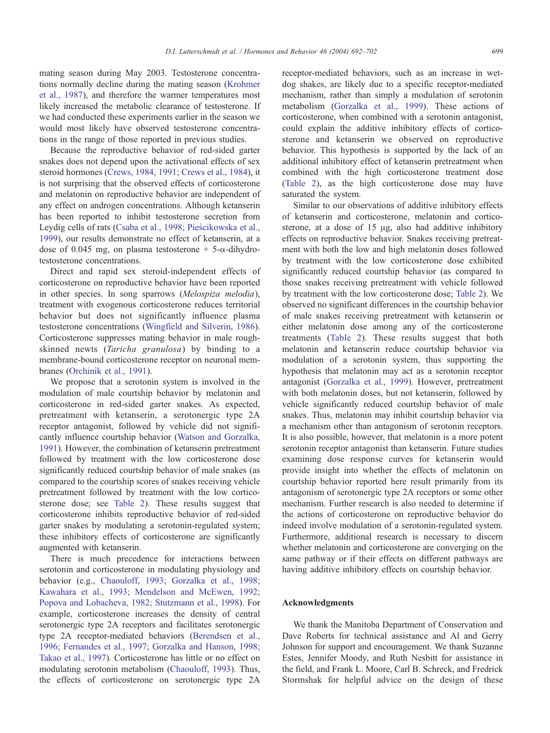mating season during May 2003. Testosterone concentrations normally decline during the mating season (Krohmer et al., 1987), and therefore the warmer temperatures most likely increased the metabolic clearance of testosterone. If we had conducted these experiments earlier in the season we would most likely have observed testosterone concentrations in the range of those reported in previous studies.

Because the reproductive behavior of red-sided garter snakes does not depend upon the activational effects of sex steroid hormones (Crews, 1984, 1991; Crews et al., 1984), it is not surprising that the observed effects of corticosterone and melatonin on reproductive behavior are independent of any effect on androgen concentrations. Although ketanserin has been reported to inhibit testosterone secretion from Leydig cells of rats (Csaba et al., 1998; Pieścikowska et al., 1999), our results demonstrate no effect of ketanserin, at a dose of 0.045 mg, on plasma testosterone + 5-α-dihydrotestosterone concentrations.

Direct and rapid sex steroid-independent effects of corticosterone on reproductive behavior have been reported in other species. In song sparrows (*Melospiza melodia*), treatment with exogenous corticosterone reduces territorial behavior but does not significantly influence plasma testosterone concentrations (Wingfield and Silverin, 1986). Corticosterone suppresses mating behavior in male rough-skinned newts (*Taricha granulosa*) by binding to a membrane-bound corticosterone receptor on neuronal membranes (Orchinik et al., 1991).

We propose that a serotonin system is involved in the modulation of male courtship behavior by melatonin and corticosterone in red-sided garter snakes. As expected, pretreatment with ketanserin, a serotonergic type 2A receptor antagonist, followed by vehicle did not significantly influence courtship behavior (Watson and Gorzalka, 1991). However, the combination of ketanserin pretreatment followed by treatment with the low corticosterone dose significantly reduced courtship behavior of male snakes (as compared to the courtship scores of snakes receiving vehicle pretreatment followed by treatment with the low corticosterone dose; see Table 2). These results suggest that corticosterone inhibits reproductive behavior of red-sided garter snakes by modulating a serotonin-regulated system; these inhibitory effects of corticosterone are significantly augmented with ketanserin.

There is much precedence for interactions between serotonin and corticosterone in modulating physiology and behavior (e.g., Chaouloff, 1993; Gorzalka et al., 1998; Kawahara et al., 1993; Mendelson and McEwen, 1992; Popova and Lobacheva, 1982; Stutzmann et al., 1998). For example, corticosterone increases the density of central serotonergic type 2A receptors and facilitates serotonergic type 2A receptor-mediated behaviors (Berendsen et al., 1996; Fernandes et al., 1997; Gorzalka and Hanson, 1998; Takao et al., 1997). Corticosterone has little or no effect on modulating serotonin metabolism (Chaouloff, 1993). Thus, the effects of corticosterone on serotonergic type 2A receptor-mediated behaviors, such as an increase in wet-dog shakes, are likely due to a specific receptor-mediated mechanism, rather than simply a modulation of serotonin metabolism (Gorzalka et al., 1999). These actions of corticosterone, when combined with a serotonin antagonist, could explain the additive inhibitory effects of corticosterone and ketanserin we observed on reproductive behavior. This hypothesis is supported by the lack of an additional inhibitory effect of ketanserin pretreatment when combined with the high corticosterone treatment dose (Table 2), as the high corticosterone dose may have saturated the system.

Similar to our observations of additive inhibitory effects of ketanserin and corticosterone, melatonin and corticosterone, at a dose of 15 μg, also had additive inhibitory effects on reproductive behavior. Snakes receiving pretreatment with both the low and high melatonin doses followed by treatment with the low corticosterone dose exhibited significantly reduced courtship behavior (as compared to those snakes receiving pretreatment with vehicle followed by treatment with the low corticosterone dose; Table 2). We observed no significant differences in the courtship behavior of male snakes receiving pretreatment with ketanserin or either melatonin dose among any of the corticosterone treatments (Table 2). These results suggest that both melatonin and ketanserin reduce courtship behavior via modulation of a serotonin system, thus supporting the hypothesis that melatonin may act as a serotonin receptor antagonist (Gorzalka et al., 1999). However, pretreatment with both melatonin doses, but not ketanserin, followed by vehicle significantly reduced courtship behavior of male snakes. Thus, melatonin may inhibit courtship behavior via a mechanism other than antagonism of serotonin receptors. It is also possible, however, that melatonin is a more potent serotonin receptor antagonist than ketanserin. Future studies examining dose response curves for ketanserin would provide insight into whether the effects of melatonin on courtship behavior reported here result primarily from its antagonism of serotonergic type 2A receptors or some other mechanism. Further research is also needed to determine if the actions of corticosterone on reproductive behavior do indeed involve modulation of a serotonin-regulated system. Furthermore, additional research is necessary to discern whether melatonin and corticosterone are converging on the same pathway or if their effects on different pathways are having additive inhibitory effects on courtship behavior.

## Acknowledgments

We thank the Manitoba Department of Conservation and Dave Roberts for technical assistance and Al and Gerry Johnson for support and encouragement. We thank Suzanne Estes, Jennifer Moody, and Ruth Nesbitt for assistance in the field, and Frank L. Moore, Carl B. Schreck, and Fredrick Stormshak for helpful advice on the design of these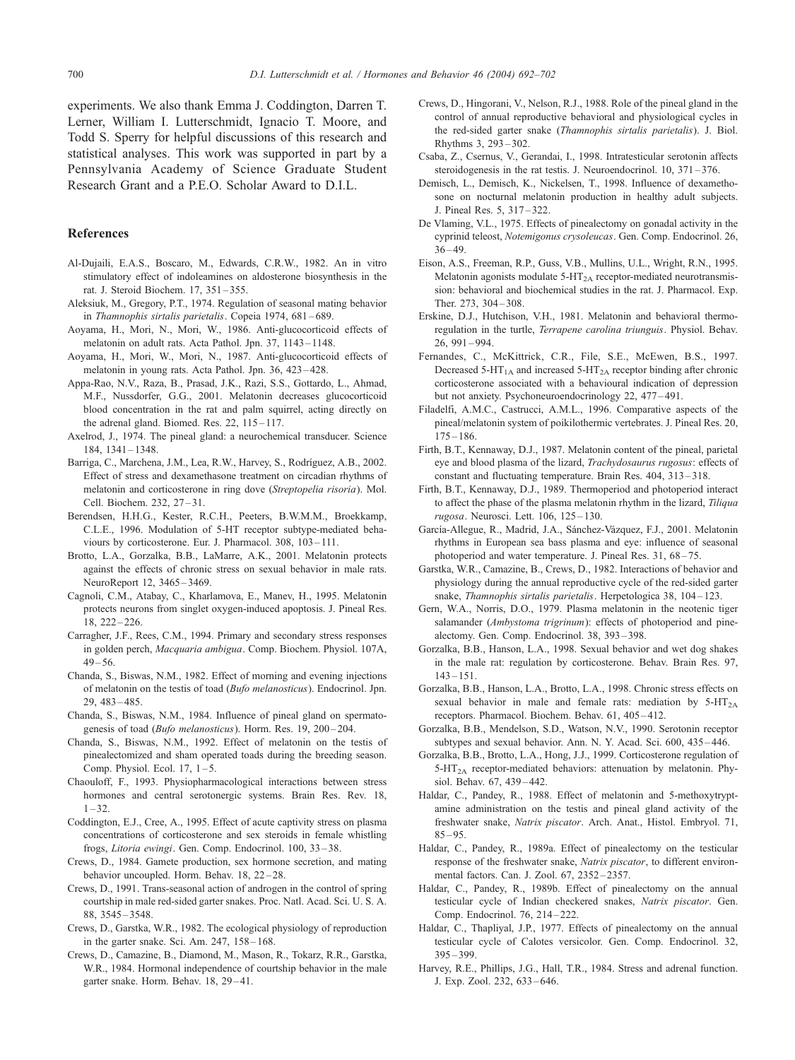experiments. We also thank Emma J. Coddington, Darren T. Lerner, William I. Lutterschmidt, Ignacio T. Moore, and Todd S. Sperry for helpful discussions of this research and statistical analyses. This work was supported in part by a Pennsylvania Academy of Science Graduate Student Research Grant and a P.E.O. Scholar Award to D.I.L.

## References

Al-Dujaili, E.A.S., Boscaro, M., Edwards, C.R.W., 1982. An in vitro stimulatory effect of indoleamines on aldosterone biosynthesis in the rat. J. Steroid Biochem. 17, 351–355.

Aleksiuk, M., Gregory, P.T., 1974. Regulation of seasonal mating behavior in *Thamnophis sirtalis parietalis*. Copeia 1974, 681–689.

Aoyama, H., Mori, N., Mori, W., 1986. Anti-glucocorticoid effects of melatonin on adult rats. Acta Pathol. Jpn. 37, 1143–1148.

Aoyama, H., Mori, W., Mori, N., 1987. Anti-glucocorticoid effects of melatonin in young rats. Acta Pathol. Jpn. 36, 423–428.

Appa-Rao, N.V., Raza, B., Prasad, J.K., Razi, S.S., Gottardo, L., Ahmad, M.F., Nussdorfer, G.G., 2001. Melatonin decreases glucocorticoid blood concentration in the rat and palm squirrel, acting directly on the adrenal gland. Biomed. Res. 22, 115–117.

Axelrod, J., 1974. The pineal gland: a neurochemical transducer. Science 184, 1341–1348.

Barriga, C., Marchena, J.M., Lea, R.W., Harvey, S., Rodríguez, A.B., 2002. Effect of stress and dexamethasone treatment on circadian rhythms of melatonin and corticosterone in ring dove (*Streptopelia risoria*). Mol. Cell. Biochem. 232, 27–31.

Berendsen, H.H.G., Kester, R.C.H., Peeters, B.W.M.M., Broekkamp, C.L.E., 1996. Modulation of 5-HT receptor subtype-mediated behaviours by corticosterone. Eur. J. Pharmacol. 308, 103–111.

Brotto, L.A., Gorzalka, B.B., LaMarre, A.K., 2001. Melatonin protects against the effects of chronic stress on sexual behavior in male rats. NeuroReport 12, 3465–3469.

Cagnoli, C.M., Atabay, C., Kharlamova, E., Manev, H., 1995. Melatonin protects neurons from singlet oxygen-induced apoptosis. J. Pineal Res. 18, 222–226.

Carragher, J.F., Rees, C.M., 1994. Primary and secondary stress responses in golden perch, *Macquaria ambigua*. Comp. Biochem. Physiol. 107A, 49–56.

Chanda, S., Biswas, N.M., 1982. Effect of morning and evening injections of melatonin on the testis of toad (*Bufo melanosticus*). Endocrinol. Jpn. 29, 483–485.

Chanda, S., Biswas, N.M., 1984. Influence of pineal gland on spermatogenesis of toad (*Bufo melanosticus*). Horm. Res. 19, 200–204.

Chanda, S., Biswas, N.M., 1992. Effect of melatonin on the testis of pinealectomized and sham operated toads during the breeding season. Comp. Physiol. Ecol. 17, 1–5.

Chaouloff, F., 1993. Physiopharmacological interactions between stress hormones and central serotonergic systems. Brain Res. Rev. 18, 1–32.

Coddington, E.J., Cree, A., 1995. Effect of acute captivity stress on plasma concentrations of corticosterone and sex steroids in female whistling frogs, *Litoria ewingi*. Gen. Comp. Endocrinol. 100, 33–38.

Crews, D., 1984. Gamete production, sex hormone secretion, and mating behavior uncoupled. Horm. Behav. 18, 22–28.

Crews, D., 1991. Trans-seasonal action of androgen in the control of spring courtship in male red-sided garter snakes. Proc. Natl. Acad. Sci. U. S. A. 88, 3545–3548.

Crews, D., Garstka, W.R., 1982. The ecological physiology of reproduction in the garter snake. Sci. Am. 247, 158–168.

Crews, D., Camazine, B., Diamond, M., Mason, R., Tokarz, R.R., Garstka, W.R., 1984. Hormonal independence of courtship behavior in the male garter snake. Horm. Behav. 18, 29–41.

Crews, D., Hingorani, V., Nelson, R.J., 1988. Role of the pineal gland in the control of annual reproductive behavioral and physiological cycles in the red-sided garter snake (*Thamnophis sirtalis parietalis*). J. Biol. Rhythms 3, 293–302.

Csaba, Z., Csernus, V., Gerandai, I., 1998. Intratesticular serotonin affects steroidogenesis in the rat testis. J. Neuroendocrinol. 10, 371–376.

Demisch, L., Demisch, K., Nickelsen, T., 1998. Influence of dexamethosone on nocturnal melatonin production in healthy adult subjects. J. Pineal Res. 5, 317–322.

De Vlaming, V.L., 1975. Effects of pinealectomy on gonadal activity in the cyprinid teleost, *Notemigonus crysoleucas*. Gen. Comp. Endocrinol. 26, 36–49.

Eison, A.S., Freeman, R.P., Guss, V.B., Mullins, U.L., Wright, R.N., 1995. Melatonin agonists modulate 5-$HT_{2A}$ receptor-mediated neurotransmission: behavioral and biochemical studies in the rat. J. Pharmacol. Exp. Ther. 273, 304–308.

Erskine, D.J., Hutchison, V.H., 1981. Melatonin and behavioral thermoregulation in the turtle, *Terrapene carolina triunguis*. Physiol. Behav. 26, 991–994.

Fernandes, C., McKittrick, C.R., File, S.E., McEwen, B.S., 1997. Decreased 5-$HT_{1A}$ and increased 5-$HT_{2A}$ receptor binding after chronic corticosterone associated with a behavioural indication of depression but not anxiety. Psychoneuroendocrinology 22, 477–491.

Filadelfi, A.M.C., Castrucci, A.M.L., 1996. Comparative aspects of the pineal/melatonin system of poikilothermic vertebrates. J. Pineal Res. 20, 175–186.

Firth, B.T., Kennaway, D.J., 1987. Melatonin content of the pineal, parietal eye and blood plasma of the lizard, *Trachydosaurus rugosus*: effects of constant and fluctuating temperature. Brain Res. 404, 313–318.

Firth, B.T., Kennaway, D.J., 1989. Thermoperiod and photoperiod interact to affect the phase of the plasma melatonin rhythm in the lizard, *Tiliqua rugosa*. Neurosci. Lett. 106, 125–130.

García-Allegue, R., Madrid, J.A., Sánchez-Vázquez, F.J., 2001. Melatonin rhythms in European sea bass plasma and eye: influence of seasonal photoperiod and water temperature. J. Pineal Res. 31, 68–75.

Garstka, W.R., Camazine, B., Crews, D., 1982. Interactions of behavior and physiology during the annual reproductive cycle of the red-sided garter snake, *Thamnophis sirtalis parietalis*. Herpetologica 38, 104–123.

Gern, W.A., Norris, D.O., 1979. Plasma melatonin in the neotenic tiger salamander (*Ambystoma trigrinum*): effects of photoperiod and pinealectomy. Gen. Comp. Endocrinol. 38, 393–398.

Gorzalka, B.B., Hanson, L.A., 1998. Sexual behavior and wet dog shakes in the male rat: regulation by corticosterone. Behav. Brain Res. 97, 143–151.

Gorzalka, B.B., Hanson, L.A., Brotto, L.A., 1998. Chronic stress effects on sexual behavior in male and female rats: mediation by 5-$HT_{2A}$ receptors. Pharmacol. Biochem. Behav. 61, 405–412.

Gorzalka, B.B., Mendelson, S.D., Watson, N.V., 1990. Serotonin receptor subtypes and sexual behavior. Ann. N. Y. Acad. Sci. 600, 435–446.

Gorzalka, B.B., Brotto, L.A., Hong, J.J., 1999. Corticosterone regulation of 5-$HT_{2A}$ receptor-mediated behaviors: attenuation by melatonin. Physiol. Behav. 67, 439–442.

Haldar, C., Pandey, R., 1988. Effect of melatonin and 5-methoxytryptamine administration on the testis and pineal gland activity of the freshwater snake, *Natrix piscator*. Arch. Anat., Histol. Embryol. 71, 85–95.

Haldar, C., Pandey, R., 1989a. Effect of pinealectomy on the testicular response of the freshwater snake, *Natrix piscator*, to different environmental factors. Can. J. Zool. 67, 2352–2357.

Haldar, C., Pandey, R., 1989b. Effect of pinealectomy on the annual testicular cycle of Indian checkered snakes, *Natrix piscator*. Gen. Comp. Endocrinol. 76, 214–222.

Haldar, C., Thapliyal, J.P., 1977. Effects of pinealectomy on the annual testicular cycle of Calotes versicolor. Gen. Comp. Endocrinol. 32, 395–399.

Harvey, R.E., Phillips, J.G., Hall, T.R., 1984. Stress and adrenal function. J. Exp. Zool. 232, 633–646.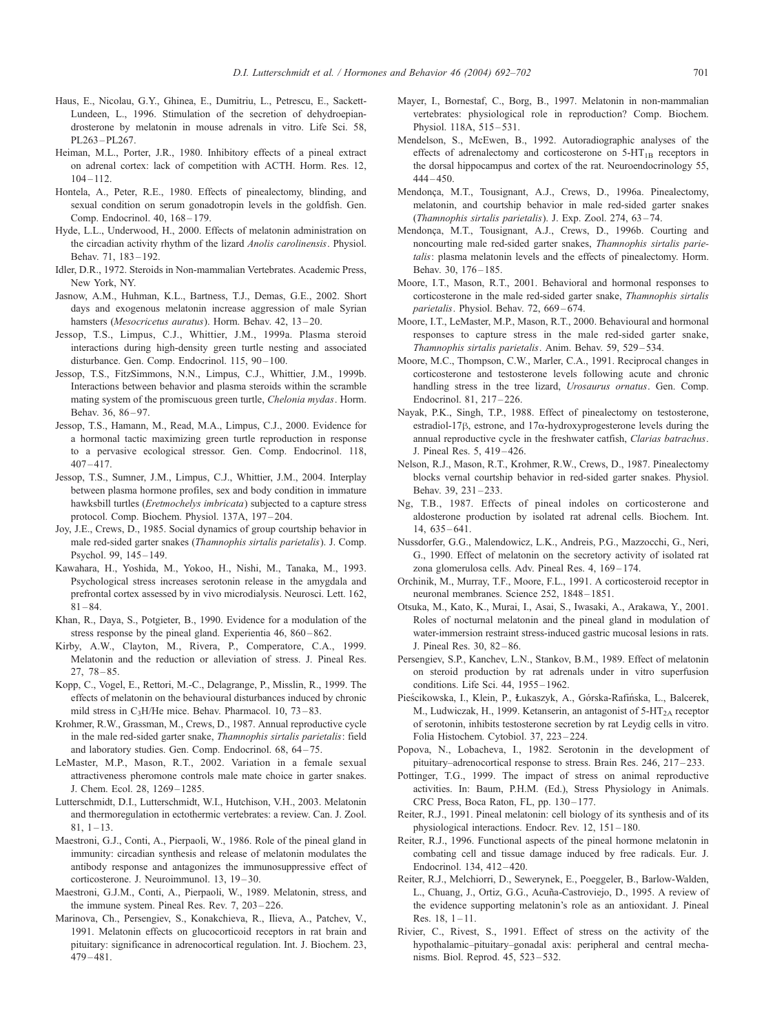Haus, E., Nicolau, G.Y., Ghinea, E., Dumitriu, L., Petrescu, E., Sackett-Lundeen, L., 1996. Stimulation of the secretion of dehydroepiandrosterone by melatonin in mouse adrenals in vitro. Life Sci. 58, PL263–PL267.

Heiman, M.L., Porter, J.R., 1980. Inhibitory effects of a pineal extract on adrenal cortex: lack of competition with ACTH. Horm. Res. 12, 104–112.

Hontela, A., Peter, R.E., 1980. Effects of pinealectomy, blinding, and sexual condition on serum gonadotropin levels in the goldfish. Gen. Comp. Endocrinol. 40, 168–179.

Hyde, L.L., Underwood, H., 2000. Effects of melatonin administration on the circadian activity rhythm of the lizard *Anolis carolinensis*. Physiol. Behav. 71, 183–192.

Idler, D.R., 1972. Steroids in Non-mammalian Vertebrates. Academic Press, New York, NY.

Jasnow, A.M., Huhman, K.L., Bartness, T.J., Demas, G.E., 2002. Short days and exogenous melatonin increase aggression of male Syrian hamsters (*Mesocricetus auratus*). Horm. Behav. 42, 13–20.

Jessop, T.S., Limpus, C.J., Whittier, J.M., 1999a. Plasma steroid interactions during high-density green turtle nesting and associated disturbance. Gen. Comp. Endocrinol. 115, 90–100.

Jessop, T.S., FitzSimmons, N.N., Limpus, C.J., Whittier, J.M., 1999b. Interactions between behavior and plasma steroids within the scramble mating system of the promiscuous green turtle, *Chelonia mydas*. Horm. Behav. 36, 86–97.

Jessop, T.S., Hamann, M., Read, M.A., Limpus, C.J., 2000. Evidence for a hormonal tactic maximizing green turtle reproduction in response to a pervasive ecological stressor. Gen. Comp. Endocrinol. 118, 407–417.

Jessop, T.S., Sumner, J.M., Limpus, C.J., Whittier, J.M., 2004. Interplay between plasma hormone profiles, sex and body condition in immature hawksbill turtles (*Eretmochelys imbricata*) subjected to a capture stress protocol. Comp. Biochem. Physiol. 137A, 197–204.

Joy, J.E., Crews, D., 1985. Social dynamics of group courtship behavior in male red-sided garter snakes (*Thamnophis sirtalis parietalis*). J. Comp. Psychol. 99, 145–149.

Kawahara, H., Yoshida, M., Yokoo, H., Nishi, M., Tanaka, M., 1993. Psychological stress increases serotonin release in the amygdala and prefrontal cortex assessed by in vivo microdialysis. Neurosci. Lett. 162, 81–84.

Khan, R., Daya, S., Potgieter, B., 1990. Evidence for a modulation of the stress response by the pineal gland. Experientia 46, 860–862.

Kirby, A.W., Clayton, M., Rivera, P., Comperatore, C.A., 1999. Melatonin and the reduction or alleviation of stress. J. Pineal Res. 27, 78–85.

Kopp, C., Vogel, E., Rettori, M.-C., Delagrange, P., Misslin, R., 1999. The effects of melatonin on the behavioural disturbances induced by chronic mild stress in $C_3H$/He mice. Behav. Pharmacol. 10, 73–83.

Krohmer, R.W., Grassman, M., Crews, D., 1987. Annual reproductive cycle in the male red-sided garter snake, *Thamnophis sirtalis parietalis*: field and laboratory studies. Gen. Comp. Endocrinol. 68, 64–75.

LeMaster, M.P., Mason, R.T., 2002. Variation in a female sexual attractiveness pheromone controls male mate choice in garter snakes. J. Chem. Ecol. 28, 1269–1285.

Lutterschmidt, D.I., Lutterschmidt, W.I., Hutchison, V.H., 2003. Melatonin and thermoregulation in ectothermic vertebrates: a review. Can. J. Zool. 81, 1–13.

Maestroni, G.J., Conti, A., Pierpaoli, W., 1986. Role of the pineal gland in immunity: circadian synthesis and release of melatonin modulates the antibody response and antagonizes the immunosuppressive effect of corticosterone. J. Neuroimmunol. 13, 19–30.

Maestroni, G.J.M., Conti, A., Pierpaoli, W., 1989. Melatonin, stress, and the immune system. Pineal Res. Rev. 7, 203–226.

Marinova, Ch., Persengiev, S., Konakchieva, R., Ilieva, A., Patchev, V., 1991. Melatonin effects on glucocorticoid receptors in rat brain and pituitary: significance in adrenocortical regulation. Int. J. Biochem. 23, 479–481.

Mayer, I., Bornestaf, C., Borg, B., 1997. Melatonin in non-mammalian vertebrates: physiological role in reproduction? Comp. Biochem. Physiol. 118A, 515–531.

Mendelson, S., McEwen, B., 1992. Autoradiographic analyses of the effects of adrenalectomy and corticosterone on $5\text{-HT}_{1B}$ receptors in the dorsal hippocampus and cortex of the rat. Neuroendocrinology 55, 444–450.

Mendonça, M.T., Tousignant, A.J., Crews, D., 1996a. Pinealectomy, melatonin, and courtship behavior in male red-sided garter snakes (*Thamnophis sirtalis parietalis*). J. Exp. Zool. 274, 63–74.

Mendonça, M.T., Tousignant, A.J., Crews, D., 1996b. Courting and noncourting male red-sided garter snakes, *Thamnophis sirtalis parietalis*: plasma melatonin levels and the effects of pinealectomy. Horm. Behav. 30, 176–185.

Moore, I.T., Mason, R.T., 2001. Behavioral and hormonal responses to corticosterone in the male red-sided garter snake, *Thamnophis sirtalis parietalis*. Physiol. Behav. 72, 669–674.

Moore, I.T., LeMaster, M.P., Mason, R.T., 2000. Behavioural and hormonal responses to capture stress in the male red-sided garter snake, *Thamnophis sirtalis parietalis*. Anim. Behav. 59, 529–534.

Moore, M.C., Thompson, C.W., Marler, C.A., 1991. Reciprocal changes in corticosterone and testosterone levels following acute and chronic handling stress in the tree lizard, *Urosaurus ornatus*. Gen. Comp. Endocrinol. 81, 217–226.

Nayak, P.K., Singh, T.P., 1988. Effect of pinealectomy on testosterone, estradiol-17β, estrone, and 17α-hydroxyprogesterone levels during the annual reproductive cycle in the freshwater catfish, *Clarias batrachus*. J. Pineal Res. 5, 419–426.

Nelson, R.J., Mason, R.T., Krohmer, R.W., Crews, D., 1987. Pinealectomy blocks vernal courtship behavior in red-sided garter snakes. Physiol. Behav. 39, 231–233.

Ng, T.B., 1987. Effects of pineal indoles on corticosterone and aldosterone production by isolated rat adrenal cells. Biochem. Int. 14, 635–641.

Nussdorfer, G.G., Malendowicz, L.K., Andreis, P.G., Mazzocchi, G., Neri, G., 1990. Effect of melatonin on the secretory activity of isolated rat zona glomerulosa cells. Adv. Pineal Res. 4, 169–174.

Orchinik, M., Murray, T.F., Moore, F.L., 1991. A corticosteroid receptor in neuronal membranes. Science 252, 1848–1851.

Otsuka, M., Kato, K., Murai, I., Asai, S., Iwasaki, A., Arakawa, Y., 2001. Roles of nocturnal melatonin and the pineal gland in modulation of water-immersion restraint stress-induced gastric mucosal lesions in rats. J. Pineal Res. 30, 82–86.

Persengiev, S.P., Kanchev, L.N., Stankov, B.M., 1989. Effect of melatonin on steroid production by rat adrenals under in vitro superfusion conditions. Life Sci. 44, 1955–1962.

Pieścikowska, I., Klein, P., Łukaszyk, A., Górska-Rafińska, L., Balcerek, M., Ludwiczak, H., 1999. Ketanserin, an antagonist of $5\text{-HT}_{2A}$ receptor of serotonin, inhibits testosterone secretion by rat Leydig cells in vitro. Folia Histochem. Cytobiol. 37, 223–224.

Popova, N., Lobacheva, I., 1982. Serotonin in the development of pituitary–adrenocortical response to stress. Brain Res. 246, 217–233.

Pottinger, T.G., 1999. The impact of stress on animal reproductive activities. In: Baum, P.H.M. (Ed.), Stress Physiology in Animals. CRC Press, Boca Raton, FL, pp. 130–177.

Reiter, R.J., 1991. Pineal melatonin: cell biology of its synthesis and of its physiological interactions. Endocr. Rev. 12, 151–180.

Reiter, R.J., 1996. Functional aspects of the pineal hormone melatonin in combating cell and tissue damage induced by free radicals. Eur. J. Endocrinol. 134, 412–420.

Reiter, R.J., Melchiorri, D., Sewerynek, E., Poeggeler, B., Barlow-Walden, L., Chuang, J., Ortiz, G.G., Acuña-Castroviejo, D., 1995. A review of the evidence supporting melatonin's role as an antioxidant. J. Pineal Res. 18, 1–11.

Rivier, C., Rivest, S., 1991. Effect of stress on the activity of the hypothalamic–pituitary–gonadal axis: peripheral and central mechanisms. Biol. Reprod. 45, 523–532.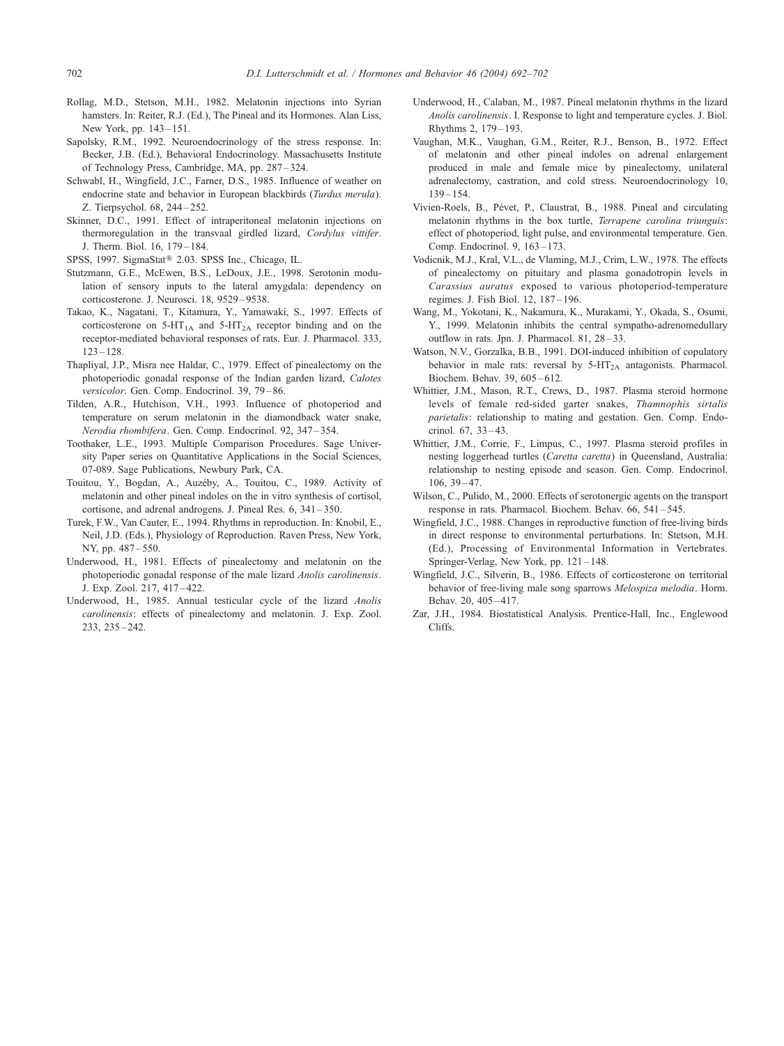Rollag, M.D., Stetson, M.H., 1982. Melatonin injections into Syrian hamsters. In: Reiter, R.J. (Ed.), The Pineal and its Hormones. Alan Liss, New York, pp. 143–151.

Sapolsky, R.M., 1992. Neuroendocrinology of the stress response. In: Becker, J.B. (Ed.), Behavioral Endocrinology. Massachusetts Institute of Technology Press, Cambridge, MA, pp. 287–324.

Schwabl, H., Wingfield, J.C., Farner, D.S., 1985. Influence of weather on endocrine state and behavior in European blackbirds (*Turdus merula*). Z. Tierpsychol. 68, 244–252.

Skinner, D.C., 1991. Effect of intraperitoneal melatonin injections on thermoregulation in the transvaal girdled lizard, *Cordylus vittifer*. J. Therm. Biol. 16, 179–184.

SPSS, 1997. SigmaStat® 2.03. SPSS Inc., Chicago, IL.

Stutzmann, G.E., McEwen, B.S., LeDoux, J.E., 1998. Serotonin modulation of sensory inputs to the lateral amygdala: dependency on corticosterone. J. Neurosci. 18, 9529–9538.

Takao, K., Nagatani, T., Kitamura, Y., Yamawaki, S., 1997. Effects of corticosterone on 5-$HT_{1A}$ and 5-$HT_{2A}$ receptor binding and on the receptor-mediated behavioral responses of rats. Eur. J. Pharmacol. 333, 123–128.

Thapliyal, J.P., Misra nee Haldar, C., 1979. Effect of pinealectomy on the photoperiodic gonadal response of the Indian garden lizard, *Calotes versicolor*. Gen. Comp. Endocrinol. 39, 79–86.

Tilden, A.R., Hutchison, V.H., 1993. Influence of photoperiod and temperature on serum melatonin in the diamondback water snake, *Nerodia rhombifera*. Gen. Comp. Endocrinol. 92, 347–354.

Toothaker, L.E., 1993. Multiple Comparison Procedures. Sage University Paper series on Quantitative Applications in the Social Sciences, 07-089. Sage Publications, Newbury Park, CA.

Touitou, Y., Bogdan, A., Auzéby, A., Touitou, C., 1989. Activity of melatonin and other pineal indoles on the in vitro synthesis of cortisol, cortisone, and adrenal androgens. J. Pineal Res. 6, 341–350.

Turek, F.W., Van Cauter, E., 1994. Rhythms in reproduction. In: Knobil, E., Neil, J.D. (Eds.), Physiology of Reproduction. Raven Press, New York, NY, pp. 487–550.

Underwood, H., 1981. Effects of pinealectomy and melatonin on the photoperiodic gonadal response of the male lizard *Anolis carolinensis*. J. Exp. Zool. 217, 417–422.

Underwood, H., 1985. Annual testicular cycle of the lizard *Anolis carolinensis*: effects of pinealectomy and melatonin. J. Exp. Zool. 233, 235–242.

Underwood, H., Calaban, M., 1987. Pineal melatonin rhythms in the lizard *Anolis carolinensis*. I. Response to light and temperature cycles. J. Biol. Rhythms 2, 179–193.

Vaughan, M.K., Vaughan, G.M., Reiter, R.J., Benson, B., 1972. Effect of melatonin and other pineal indoles on adrenal enlargement produced in male and female mice by pinealectomy, unilateral adrenalectomy, castration, and cold stress. Neuroendocrinology 10, 139–154.

Vivien-Roels, B., Pévet, P., Claustrat, B., 1988. Pineal and circulating melatonin rhythms in the box turtle, *Terrapene carolina triunguis*: effect of photoperiod, light pulse, and environmental temperature. Gen. Comp. Endocrinol. 9, 163–173.

Vodicnik, M.J., Kral, V.L., de Vlaming, M.J., Crim, L.W., 1978. The effects of pinealectomy on pituitary and plasma gonadotropin levels in *Carassius auratus* exposed to various photoperiod-temperature regimes. J. Fish Biol. 12, 187–196.

Wang, M., Yokotani, K., Nakamura, K., Murakami, Y., Okada, S., Osumi, Y., 1999. Melatonin inhibits the central sympatho-adrenomedullary outflow in rats. Jpn. J. Pharmacol. 81, 28–33.

Watson, N.V., Gorzalka, B.B., 1991. DOI-induced inhibition of copulatory behavior in male rats: reversal by 5-$HT_{2A}$ antagonists. Pharmacol. Biochem. Behav. 39, 605–612.

Whittier, J.M., Mason, R.T., Crews, D., 1987. Plasma steroid hormone levels of female red-sided garter snakes, *Thamnophis sirtalis parietalis*: relationship to mating and gestation. Gen. Comp. Endocrinol. 67, 33–43.

Whittier, J.M., Corrie, F., Limpus, C., 1997. Plasma steroid profiles in nesting loggerhead turtles (*Caretta caretta*) in Queensland, Australia: relationship to nesting episode and season. Gen. Comp. Endocrinol. 106, 39–47.

Wilson, C., Pulido, M., 2000. Effects of serotonergic agents on the transport response in rats. Pharmacol. Biochem. Behav. 66, 541–545.

Wingfield, J.C., 1988. Changes in reproductive function of free-living birds in direct response to environmental perturbations. In: Stetson, M.H. (Ed.), Processing of Environmental Information in Vertebrates. Springer-Verlag, New York, pp. 121–148.

Wingfield, J.C., Silverin, B., 1986. Effects of corticosterone on territorial behavior of free-living male song sparrows *Melospiza melodia*. Horm. Behav. 20, 405–417.

Zar, J.H., 1984. Biostatistical Analysis. Prentice-Hall, Inc., Englewood Cliffs.